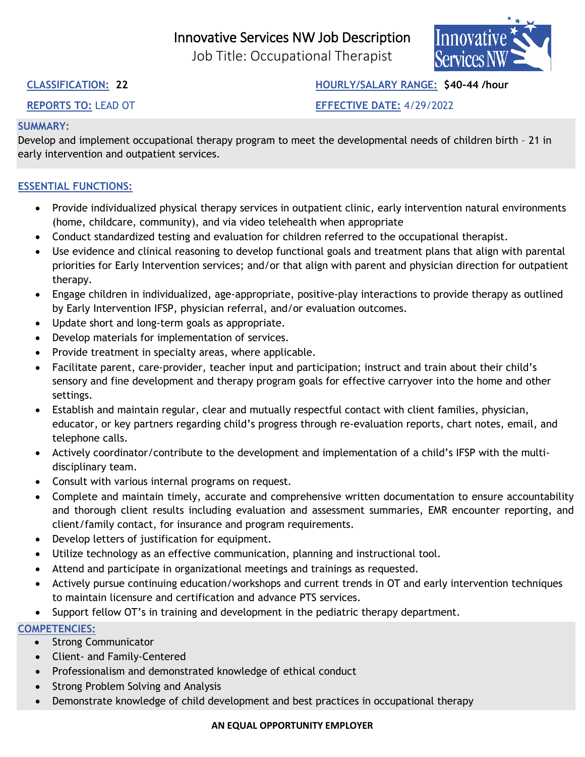# Innovative Services NW Job Description

Job Title: Occupational Therapist

**CLASSIFICATION:** **22**

**HOURLY/SALARY RANGE:** **$40-44 /hour**

**REPORTS TO:** LEAD OT

**EFFECTIVE DATE:** 4/29/2022

**SUMMARY:**

Develop and implement occupational therapy program to meet the developmental needs of children birth – 21 in early intervention and outpatient services.

**ESSENTIAL FUNCTIONS:**

- Provide individualized physical therapy services in outpatient clinic, early intervention natural environments (home, childcare, community), and via video telehealth when appropriate
- Conduct standardized testing and evaluation for children referred to the occupational therapist.
- Use evidence and clinical reasoning to develop functional goals and treatment plans that align with parental priorities for Early Intervention services; and/or that align with parent and physician direction for outpatient therapy.
- Engage children in individualized, age-appropriate, positive-play interactions to provide therapy as outlined by Early Intervention IFSP, physician referral, and/or evaluation outcomes.
- Update short and long-term goals as appropriate.
- Develop materials for implementation of services.
- Provide treatment in specialty areas, where applicable.
- Facilitate parent, care-provider, teacher input and participation; instruct and train about their child's sensory and fine development and therapy program goals for effective carryover into the home and other settings.
- Establish and maintain regular, clear and mutually respectful contact with client families, physician, educator, or key partners regarding child's progress through re-evaluation reports, chart notes, email, and telephone calls.
- Actively coordinator/contribute to the development and implementation of a child's IFSP with the multi-disciplinary team.
- Consult with various internal programs on request.
- Complete and maintain timely, accurate and comprehensive written documentation to ensure accountability and thorough client results including evaluation and assessment summaries, EMR encounter reporting, and client/family contact, for insurance and program requirements.
- Develop letters of justification for equipment.
- Utilize technology as an effective communication, planning and instructional tool.
- Attend and participate in organizational meetings and trainings as requested.
- Actively pursue continuing education/workshops and current trends in OT and early intervention techniques to maintain licensure and certification and advance PTS services.
- Support fellow OT's in training and development in the pediatric therapy department.

**COMPETENCIES:**

- Strong Communicator
- Client- and Family-Centered
- Professionalism and demonstrated knowledge of ethical conduct
- Strong Problem Solving and Analysis
- Demonstrate knowledge of child development and best practices in occupational therapy

**AN EQUAL OPPORTUNITY EMPLOYER**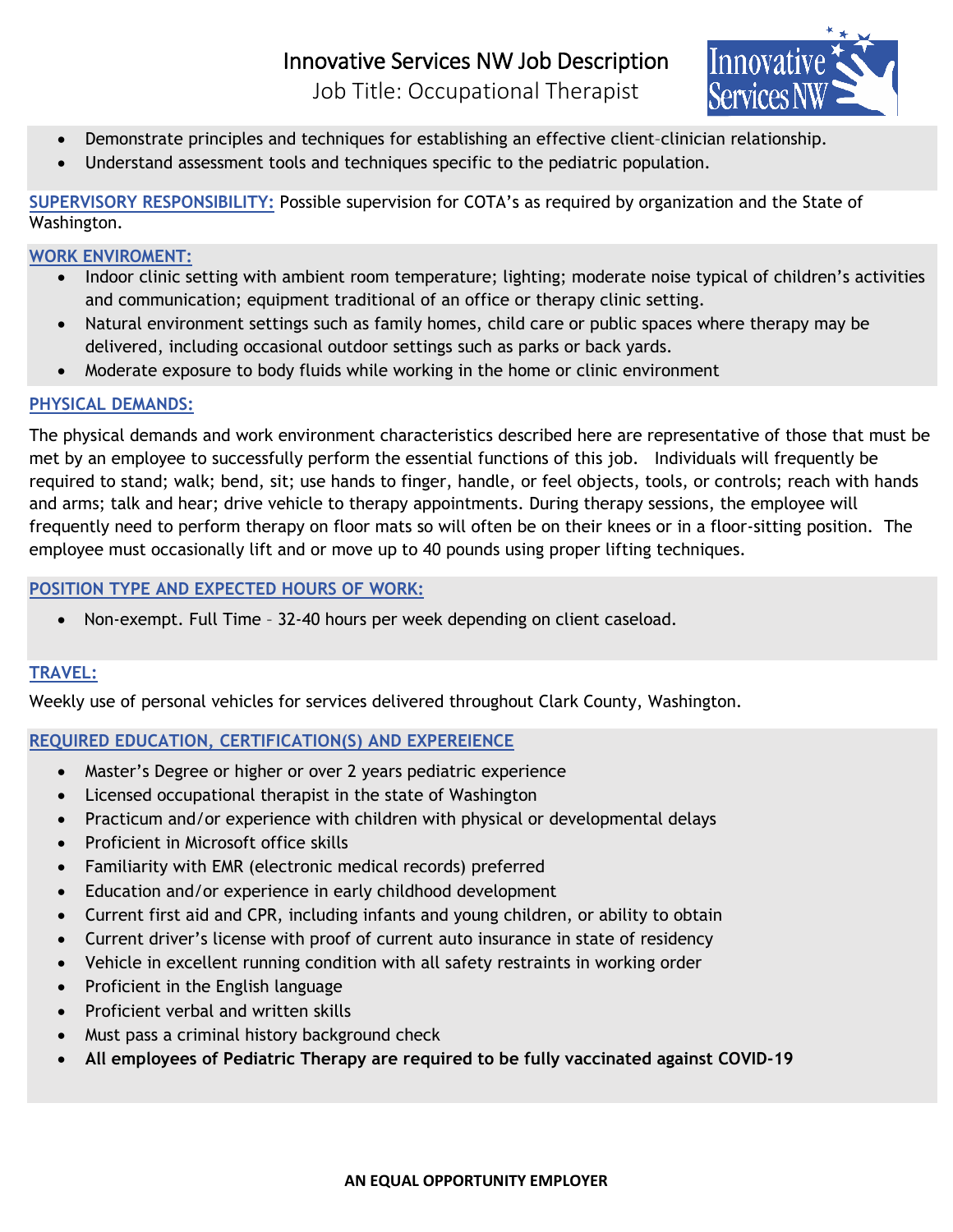- Demonstrate principles and techniques for establishing an effective client-clinician relationship.
- Understand assessment tools and techniques specific to the pediatric population.

**SUPERVISORY RESPONSIBILITY:** Possible supervision for COTA's as required by organization and the State of Washington.

**WORK ENVIROMENT:**

- Indoor clinic setting with ambient room temperature; lighting; moderate noise typical of children's activities and communication; equipment traditional of an office or therapy clinic setting.
- Natural environment settings such as family homes, child care or public spaces where therapy may be delivered, including occasional outdoor settings such as parks or back yards.
- Moderate exposure to body fluids while working in the home or clinic environment

**PHYSICAL DEMANDS:**

The physical demands and work environment characteristics described here are representative of those that must be met by an employee to successfully perform the essential functions of this job. Individuals will frequently be required to stand; walk; bend, sit; use hands to finger, handle, or feel objects, tools, or controls; reach with hands and arms; talk and hear; drive vehicle to therapy appointments. During therapy sessions, the employee will frequently need to perform therapy on floor mats so will often be on their knees or in a floor-sitting position. The employee must occasionally lift and or move up to 40 pounds using proper lifting techniques.

**POSITION TYPE AND EXPECTED HOURS OF WORK:**

- Non-exempt. Full Time – 32-40 hours per week depending on client caseload.

**TRAVEL:**

Weekly use of personal vehicles for services delivered throughout Clark County, Washington.

**REQUIRED EDUCATION, CERTIFICATION(S) AND EXPEREIENCE**

- Master's Degree or higher or over 2 years pediatric experience
- Licensed occupational therapist in the state of Washington
- Practicum and/or experience with children with physical or developmental delays
- Proficient in Microsoft office skills
- Familiarity with EMR (electronic medical records) preferred
- Education and/or experience in early childhood development
- Current first aid and CPR, including infants and young children, or ability to obtain
- Current driver's license with proof of current auto insurance in state of residency
- Vehicle in excellent running condition with all safety restraints in working order
- Proficient in the English language
- Proficient verbal and written skills
- Must pass a criminal history background check
- **All employees of Pediatric Therapy are required to be fully vaccinated against COVID-19**

**AN EQUAL OPPORTUNITY EMPLOYER**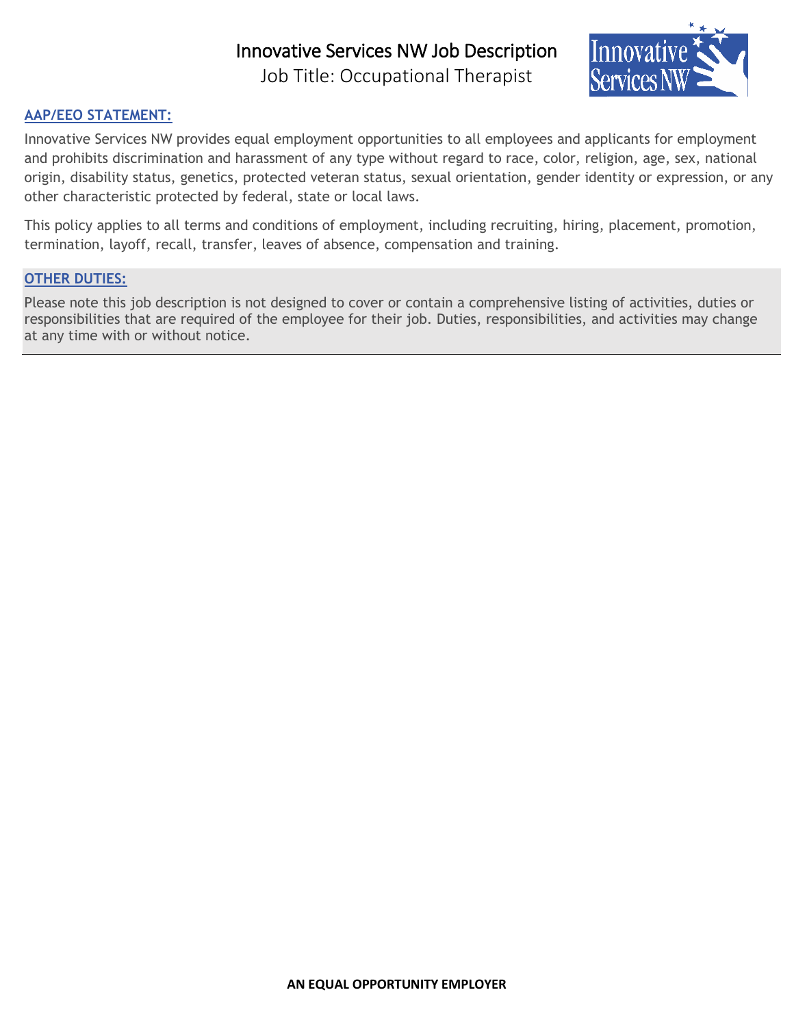# Innovative Services NW Job Description

Job Title: Occupational Therapist

## AAP/EEO STATEMENT:

Innovative Services NW provides equal employment opportunities to all employees and applicants for employment and prohibits discrimination and harassment of any type without regard to race, color, religion, age, sex, national origin, disability status, genetics, protected veteran status, sexual orientation, gender identity or expression, or any other characteristic protected by federal, state or local laws.

This policy applies to all terms and conditions of employment, including recruiting, hiring, placement, promotion, termination, layoff, recall, transfer, leaves of absence, compensation and training.

## OTHER DUTIES:

Please note this job description is not designed to cover or contain a comprehensive listing of activities, duties or responsibilities that are required of the employee for their job. Duties, responsibilities, and activities may change at any time with or without notice.

**AN EQUAL OPPORTUNITY EMPLOYER**